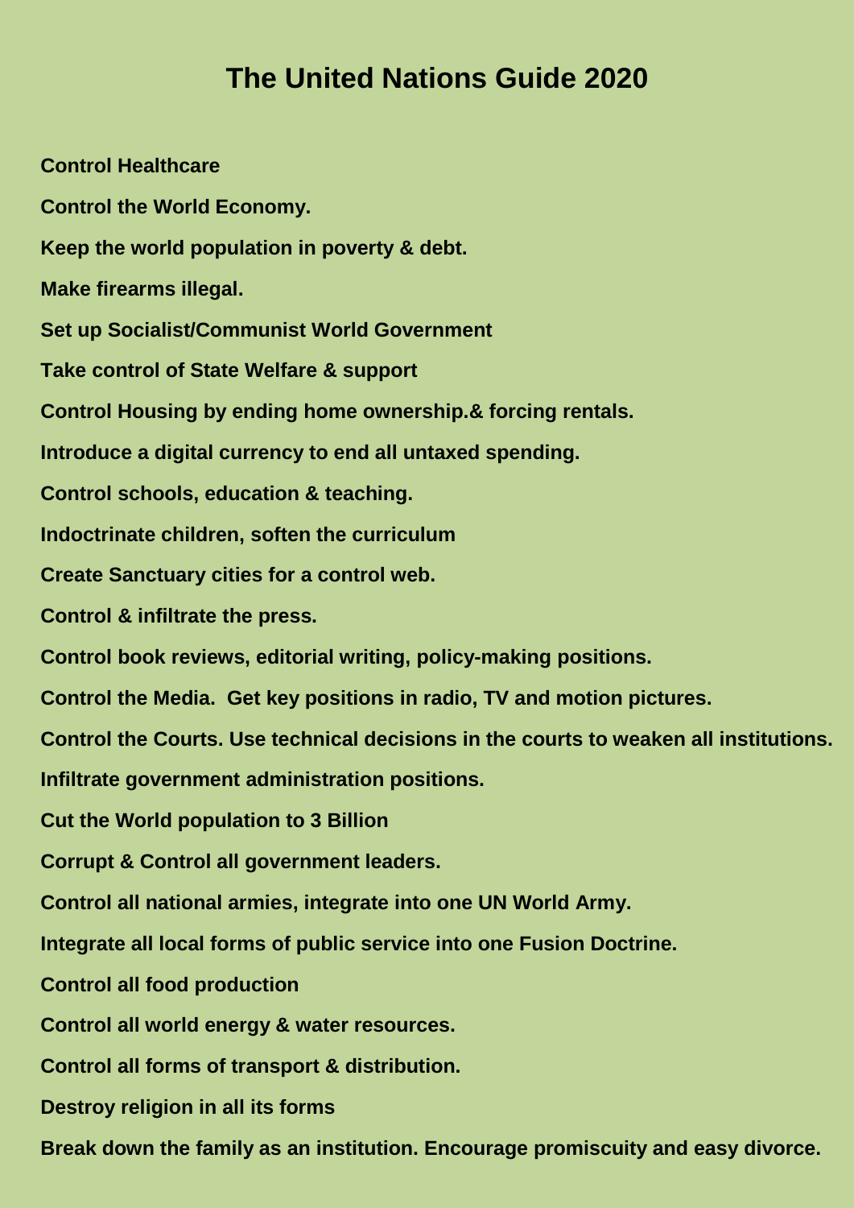# The United Nations Guide 2020

**Control Healthcare**

**Control the World Economy.**

**Keep the world population in poverty & debt.**

**Make firearms illegal.**

**Set up Socialist/Communist World Government**

**Take control of State Welfare & support**

**Control Housing by ending home ownership.& forcing rentals.**

**Introduce a digital currency to end all untaxed spending.**

**Control schools, education & teaching.**

**Indoctrinate children, soften the curriculum**

**Create Sanctuary cities for a control web.**

**Control & infiltrate the press.**

**Control book reviews, editorial writing, policy-making positions.**

**Control the Media. Get key positions in radio, TV and motion pictures.**

**Control the Courts. Use technical decisions in the courts to weaken all institutions.**

**Infiltrate government administration positions.**

**Cut the World population to 3 Billion**

**Corrupt & Control all government leaders.**

**Control all national armies, integrate into one UN World Army.**

**Integrate all local forms of public service into one Fusion Doctrine.**

**Control all food production**

**Control all world energy & water resources.**

**Control all forms of transport & distribution.**

**Destroy religion in all its forms**

**Break down the family as an institution. Encourage promiscuity and easy divorce.**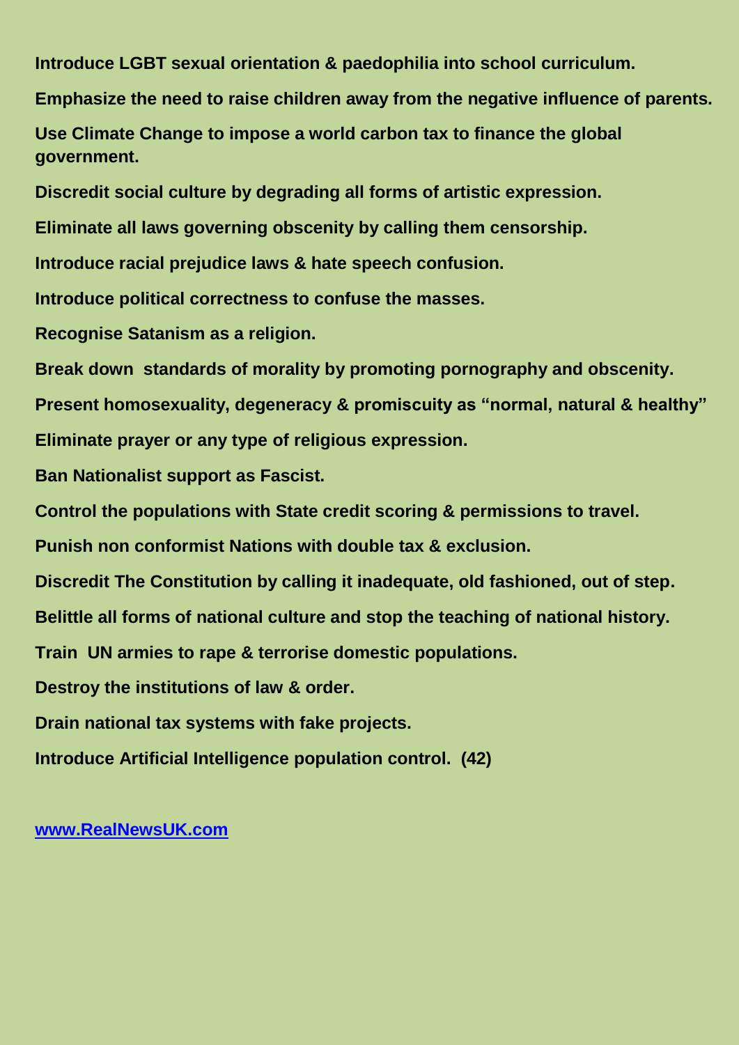**Introduce LGBT sexual orientation & paedophilia into school curriculum.**

**Emphasize the need to raise children away from the negative influence of parents.**

**Use Climate Change to impose a world carbon tax to finance the global government.**

**Discredit social culture by degrading all forms of artistic expression.**

**Eliminate all laws governing obscenity by calling them censorship.**

**Introduce racial prejudice laws & hate speech confusion.**

**Introduce political correctness to confuse the masses.**

**Recognise Satanism as a religion.**

**Break down standards of morality by promoting pornography and obscenity.**

**Present homosexuality, degeneracy & promiscuity as "normal, natural & healthy"**

**Eliminate prayer or any type of religious expression.**

**Ban Nationalist support as Fascist.**

**Control the populations with State credit scoring & permissions to travel.**

**Punish non conformist Nations with double tax & exclusion.**

**Discredit The Constitution by calling it inadequate, old fashioned, out of step.**

**Belittle all forms of national culture and stop the teaching of national history.**

**Train UN armies to rape & terrorise domestic populations.**

**Destroy the institutions of law & order.**

**Drain national tax systems with fake projects.**

**Introduce Artificial Intelligence population control. (42)**

**www.RealNewsUK.com**